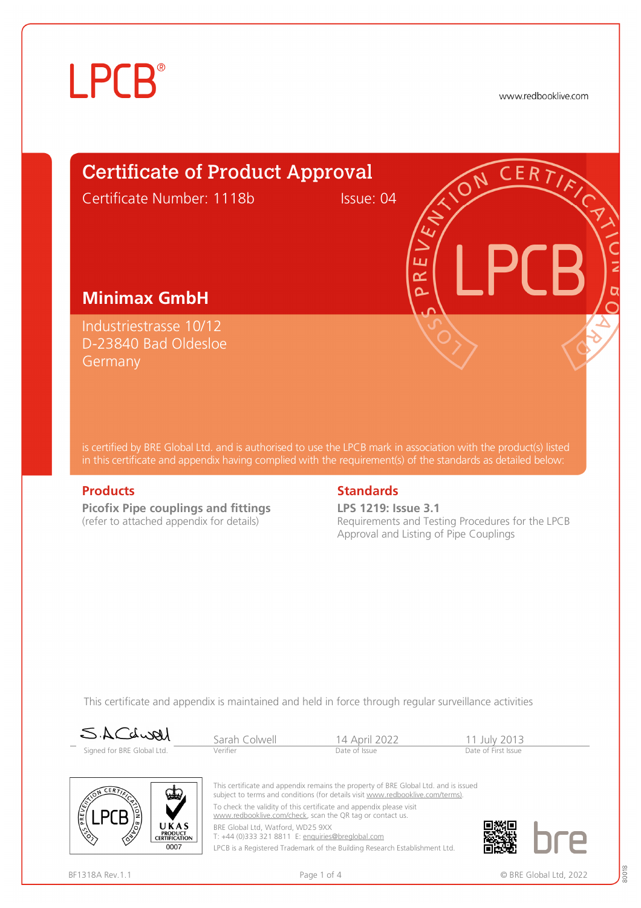LPCB®

www.redbooklive.com

# Certificate of Product Approval

Certificate Number: 1118b    Issue: 04

## Minimax GmbH

Industriestrasse 10/12
D-23840 Bad Oldesloe
Germany

is certified by BRE Global Ltd. and is authorised to use the LPCB mark in association with the product(s) listed in this certificate and appendix having complied with the requirement(s) of the standards as detailed below:

### Products

**Picofix Pipe couplings and fittings**
(refer to attached appendix for details)

### Standards

**LPS 1219: Issue 3.1**
Requirements and Testing Procedures for the LPCB Approval and Listing of Pipe Couplings

This certificate and appendix is maintained and held in force through regular surveillance activities

| Signed for BRE Global Ltd. | Sarah Colwell | 14 April 2022 | 11 July 2013 |
|---|---|---|---|
| | Verifier | Date of Issue | Date of First Issue |

This certificate and appendix remains the property of BRE Global Ltd. and is issued subject to terms and conditions (for details visit www.redbooklive.com/terms).

To check the validity of this certificate and appendix please visit www.redbooklive.com/check, scan the QR tag or contact us.

BRE Global Ltd, Watford, WD25 9XX
T: +44 (0)333 321 8811 E: enquiries@breglobal.com

LPCB is a Registered Trademark of the Building Research Establishment Ltd.

UKAS PRODUCT CERTIFICATION 0007

BF1318A Rev.1.1

© BRE Global Ltd, 2022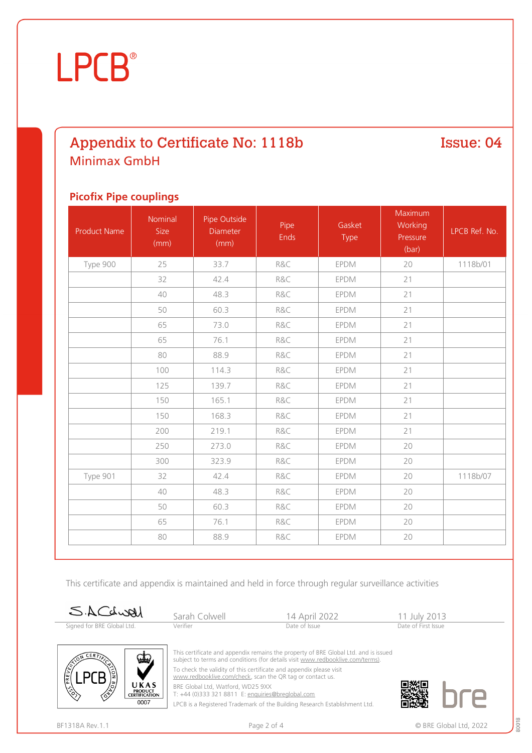LPCB®

# Appendix to Certificate No: 1118b

**Issue: 04**

## Minimax GmbH

### Picofix Pipe couplings

| Product Name | Nominal Size (mm) | Pipe Outside Diameter (mm) | Pipe Ends | Gasket Type | Maximum Working Pressure (bar) | LPCB Ref. No. |
|---|---|---|---|---|---|---|
| Type 900 | 25 | 33.7 | R&C | EPDM | 20 | 1118b/01 |
| | 32 | 42.4 | R&C | EPDM | 21 | |
| | 40 | 48.3 | R&C | EPDM | 21 | |
| | 50 | 60.3 | R&C | EPDM | 21 | |
| | 65 | 73.0 | R&C | EPDM | 21 | |
| | 65 | 76.1 | R&C | EPDM | 21 | |
| | 80 | 88.9 | R&C | EPDM | 21 | |
| | 100 | 114.3 | R&C | EPDM | 21 | |
| | 125 | 139.7 | R&C | EPDM | 21 | |
| | 150 | 165.1 | R&C | EPDM | 21 | |
| | 150 | 168.3 | R&C | EPDM | 21 | |
| | 200 | 219.1 | R&C | EPDM | 21 | |
| | 250 | 273.0 | R&C | EPDM | 20 | |
| | 300 | 323.9 | R&C | EPDM | 20 | |
| Type 901 | 32 | 42.4 | R&C | EPDM | 20 | 1118b/07 |
| | 40 | 48.3 | R&C | EPDM | 20 | |
| | 50 | 60.3 | R&C | EPDM | 20 | |
| | 65 | 76.1 | R&C | EPDM | 20 | |
| | 80 | 88.9 | R&C | EPDM | 20 | |

This certificate and appendix is maintained and held in force through regular surveillance activities

| Signed for BRE Global Ltd. | Sarah Colwell | 14 April 2022 | 11 July 2013 |
|---|---|---|---|
| | Verifier | Date of Issue | Date of First Issue |

This certificate and appendix remains the property of BRE Global Ltd. and is issued subject to terms and conditions (for details visit www.redbooklive.com/terms).

To check the validity of this certificate and appendix please visit www.redbooklive.com/check, scan the QR tag or contact us.

BRE Global Ltd, Watford, WD25 9XX
T: +44 (0)333 321 8811 E: enquiries@breglobal.com

LPCB is a Registered Trademark of the Building Research Establishment Ltd.

BF1318A Rev.1.1

© BRE Global Ltd, 2022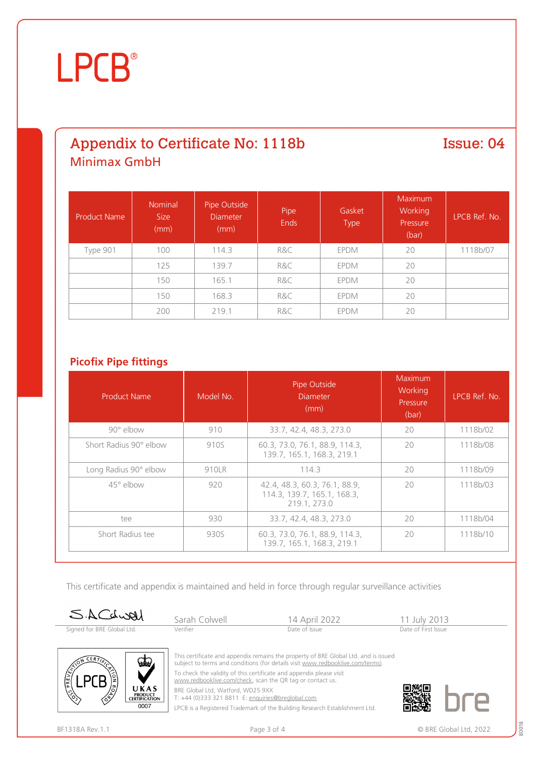# LPCB®

## Appendix to Certificate No: 1118b

## Issue: 04

### Minimax GmbH

| Product Name | Nominal Size (mm) | Pipe Outside Diameter (mm) | Pipe Ends | Gasket Type | Maximum Working Pressure (bar) | LPCB Ref. No. |
|---|---|---|---|---|---|---|
| Type 901 | 100 | 114.3 | R&C | EPDM | 20 | 1118b/07 |
| | 125 | 139.7 | R&C | EPDM | 20 | |
| | 150 | 165.1 | R&C | EPDM | 20 | |
| | 150 | 168.3 | R&C | EPDM | 20 | |
| | 200 | 219.1 | R&C | EPDM | 20 | |

### Picofix Pipe fittings

| Product Name | Model No. | Pipe Outside Diameter (mm) | Maximum Working Pressure (bar) | LPCB Ref. No. |
|---|---|---|---|---|
| 90° elbow | 910 | 33.7, 42.4, 48.3, 273.0 | 20 | 1118b/02 |
| Short Radius 90° elbow | 910S | 60.3, 73.0, 76.1, 88.9, 114.3, 139.7, 165.1, 168.3, 219.1 | 20 | 1118b/08 |
| Long Radius 90° elbow | 910LR | 114.3 | 20 | 1118b/09 |
| 45° elbow | 920 | 42.4, 48.3, 60.3, 76.1, 88.9, 114.3, 139.7, 165.1, 168.3, 219.1, 273.0 | 20 | 1118b/03 |
| tee | 930 | 33.7, 42.4, 48.3, 273.0 | 20 | 1118b/04 |
| Short Radius tee | 930S | 60.3, 73.0, 76.1, 88.9, 114.3, 139.7, 165.1, 168.3, 219.1 | 20 | 1118b/10 |

This certificate and appendix is maintained and held in force through regular surveillance activities

| Signed for BRE Global Ltd. | Sarah Colwell | 14 April 2022 | 11 July 2013 |
|---|---|---|---|
| | Verifier | Date of Issue | Date of First Issue |

This certificate and appendix remains the property of BRE Global Ltd. and is issued subject to terms and conditions (for details visit www.redbooklive.com/terms).

To check the validity of this certificate and appendix please visit www.redbooklive.com/check, scan the QR tag or contact us.

BRE Global Ltd, Watford, WD25 9XX
T: +44 (0)333 321 8811 E: enquiries@breglobal.com

LPCB is a Registered Trademark of the Building Research Establishment Ltd.

UKAS PRODUCT CERTIFICATION 0007

BF1318A Rev.1.1

© BRE Global Ltd, 2022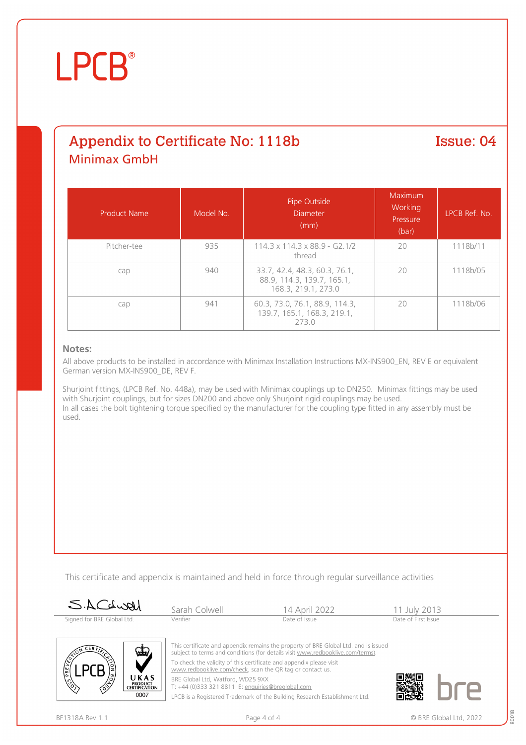## Appendix to Certificate No: 1118b

**Issue: 04**

### Minimax GmbH

| Product Name | Model No. | Pipe Outside Diameter (mm) | Maximum Working Pressure (bar) | LPCB Ref. No. |
|---|---|---|---|---|
| Pitcher-tee | 935 | 114.3 x 114.3 x 88.9 - G2.1/2 thread | 20 | 1118b/11 |
| cap | 940 | 33.7, 42.4, 48.3, 60.3, 76.1, 88.9, 114.3, 139.7, 165.1, 168.3, 219.1, 273.0 | 20 | 1118b/05 |
| cap | 941 | 60.3, 73.0, 76.1, 88.9, 114.3, 139.7, 165.1, 168.3, 219.1, 273.0 | 20 | 1118b/06 |

**Notes:**

All above products to be installed in accordance with Minimax Installation Instructions MX-INS900_EN, REV E or equivalent German version MX-INS900_DE, REV F.

Shurjoint fittings, (LPCB Ref. No. 448a), may be used with Minimax couplings up to DN250. Minimax fittings may be used with Shurjoint couplings, but for sizes DN200 and above only Shurjoint rigid couplings may be used.
In all cases the bolt tightening torque specified by the manufacturer for the coupling type fitted in any assembly must be used.

This certificate and appendix is maintained and held in force through regular surveillance activities

| Signed for BRE Global Ltd. | Verifier | Date of Issue | Date of First Issue |
|---|---|---|---|
| S.ACdwell | Sarah Colwell | 14 April 2022 | 11 July 2013 |

This certificate and appendix remains the property of BRE Global Ltd. and is issued subject to terms and conditions (for details visit www.redbooklive.com/terms).

To check the validity of this certificate and appendix please visit www.redbooklive.com/check, scan the QR tag or contact us.

BRE Global Ltd, Watford, WD25 9XX
T: +44 (0)333 321 8811 E: enquiries@breglobal.com

LPCB is a Registered Trademark of the Building Research Establishment Ltd.

BF1318A Rev.1.1

© BRE Global Ltd, 2022